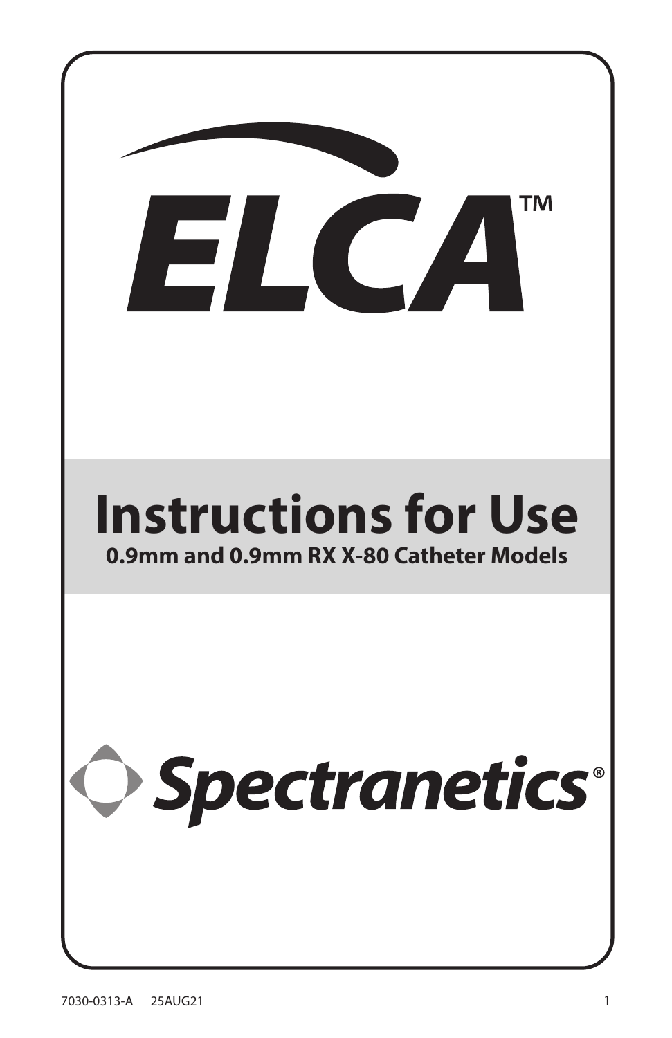# ELCA™

# Instructions for Use

**0.9mm and 0.9mm RX X-80 Catheter Models**

Spectranetics®

7030-0313-A 25AUG21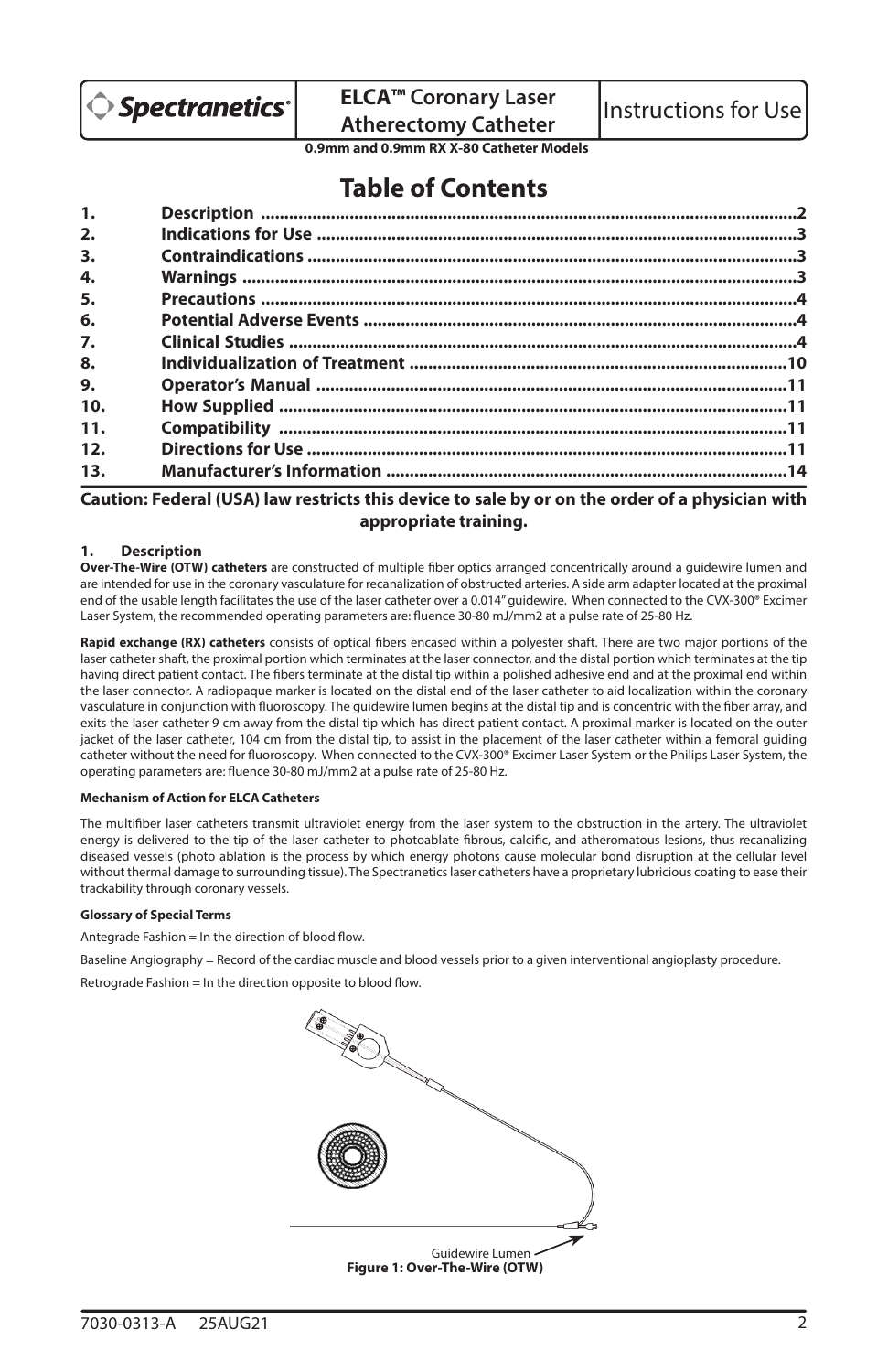**ELCA™ Coronary Laser Atherectomy Catheter** — Instructions for Use

**0.9mm and 0.9mm RX X-80 Catheter Models**

# Table of Contents

| | | |
|---|---|---|
| **1.** | **Description** | **2** |
| **2.** | **Indications for Use** | **3** |
| **3.** | **Contraindications** | **3** |
| **4.** | **Warnings** | **3** |
| **5.** | **Precautions** | **4** |
| **6.** | **Potential Adverse Events** | **4** |
| **7.** | **Clinical Studies** | **4** |
| **8.** | **Individualization of Treatment** | **10** |
| **9.** | **Operator's Manual** | **11** |
| **10.** | **How Supplied** | **11** |
| **11.** | **Compatibility** | **11** |
| **12.** | **Directions for Use** | **11** |
| **13.** | **Manufacturer's Information** | **14** |

**Caution: Federal (USA) law restricts this device to sale by or on the order of a physician with appropriate training.**

## 1. Description

**Over-The-Wire (OTW) catheters** are constructed of multiple fiber optics arranged concentrically around a guidewire lumen and are intended for use in the coronary vasculature for recanalization of obstructed arteries. A side arm adapter located at the proximal end of the usable length facilitates the use of the laser catheter over a 0.014" guidewire. When connected to the CVX-300® Excimer Laser System, the recommended operating parameters are: fluence 30-80 mJ/mm2 at a pulse rate of 25-80 Hz.

**Rapid exchange (RX) catheters** consists of optical fibers encased within a polyester shaft. There are two major portions of the laser catheter shaft, the proximal portion which terminates at the laser connector, and the distal portion which terminates at the tip having direct patient contact. The fibers terminate at the distal tip within a polished adhesive end and at the proximal end within the laser connector. A radiopaque marker is located on the distal end of the laser catheter to aid localization within the coronary vasculature in conjunction with fluoroscopy. The guidewire lumen begins at the distal tip and is concentric with the fiber array, and exits the laser catheter 9 cm away from the distal tip which has direct patient contact. A proximal marker is located on the outer jacket of the laser catheter, 104 cm from the distal tip, to assist in the placement of the laser catheter within a femoral guiding catheter without the need for fluoroscopy. When connected to the CVX-300® Excimer Laser System or the Philips Laser System, the operating parameters are: fluence 30-80 mJ/mm2 at a pulse rate of 25-80 Hz.

#### Mechanism of Action for ELCA Catheters

The multifiber laser catheters transmit ultraviolet energy from the laser system to the obstruction in the artery. The ultraviolet energy is delivered to the tip of the laser catheter to photoablate fibrous, calcific, and atheromatous lesions, thus recanalizing diseased vessels (photo ablation is the process by which energy photons cause molecular bond disruption at the cellular level without thermal damage to surrounding tissue). The Spectranetics laser catheters have a proprietary lubricious coating to ease their trackability through coronary vessels.

#### Glossary of Special Terms

Antegrade Fashion = In the direction of blood flow.

Baseline Angiography = Record of the cardiac muscle and blood vessels prior to a given interventional angioplasty procedure.

Retrograde Fashion = In the direction opposite to blood flow.

Guidewire Lumen

**Figure 1: Over-The-Wire (OTW)**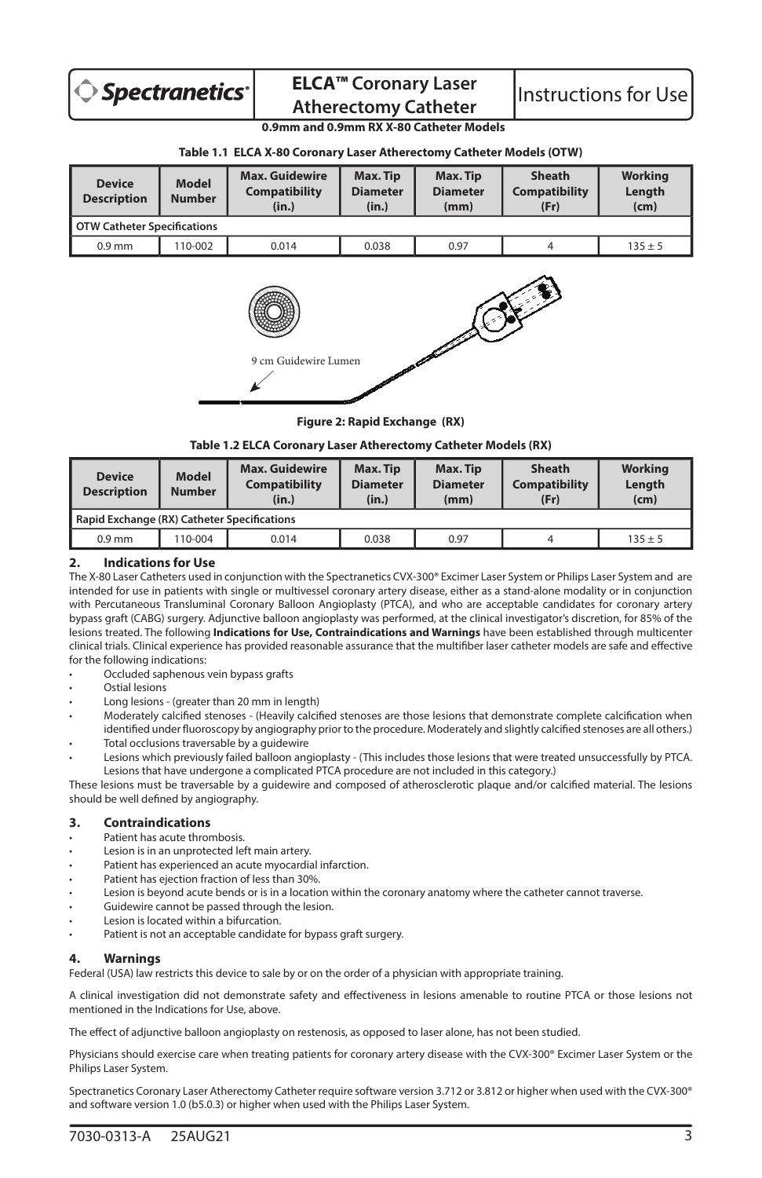# ELCA™ Coronary Laser Atherectomy Catheter

Instructions for Use

**0.9mm and 0.9mm RX X-80 Catheter Models**

**Table 1.1 ELCA X-80 Coronary Laser Atherectomy Catheter Models (OTW)**

| Device Description | Model Number | Max. Guidewire Compatibility (in.) | Max. Tip Diameter (in.) | Max. Tip Diameter (mm) | Sheath Compatibility (Fr) | Working Length (cm) |
|---|---|---|---|---|---|---|
| **OTW Catheter Specifications** | | | | | | |
| 0.9 mm | 110-002 | 0.014 | 0.038 | 0.97 | 4 | 135 ± 5 |

9 cm Guidewire Lumen

**Figure 2: Rapid Exchange (RX)**

**Table 1.2 ELCA Coronary Laser Atherectomy Catheter Models (RX)**

| Device Description | Model Number | Max. Guidewire Compatibility (in.) | Max. Tip Diameter (in.) | Max. Tip Diameter (mm) | Sheath Compatibility (Fr) | Working Length (cm) |
|---|---|---|---|---|---|---|
| **Rapid Exchange (RX) Catheter Specifications** | | | | | | |
| 0.9 mm | 110-004 | 0.014 | 0.038 | 0.97 | 4 | 135 ± 5 |

## 2. Indications for Use

The X-80 Laser Catheters used in conjunction with the Spectranetics CVX-300® Excimer Laser System or Philips Laser System and are intended for use in patients with single or multivessel coronary artery disease, either as a stand-alone modality or in conjunction with Percutaneous Transluminal Coronary Balloon Angioplasty (PTCA), and who are acceptable candidates for coronary artery bypass graft (CABG) surgery. Adjunctive balloon angioplasty was performed, at the clinical investigator's discretion, for 85% of the lesions treated. The following **Indications for Use, Contraindications and Warnings** have been established through multicenter clinical trials. Clinical experience has provided reasonable assurance that the multifiber laser catheter models are safe and effective for the following indications:

- Occluded saphenous vein bypass grafts
- Ostial lesions
- Long lesions - (greater than 20 mm in length)
- Moderately calcified stenoses - (Heavily calcified stenoses are those lesions that demonstrate complete calcification when identified under fluoroscopy by angiography prior to the procedure. Moderately and slightly calcified stenoses are all others.)
- Total occlusions traversable by a guidewire
- Lesions which previously failed balloon angioplasty - (This includes those lesions that were treated unsuccessfully by PTCA. Lesions that have undergone a complicated PTCA procedure are not included in this category.)

These lesions must be traversable by a guidewire and composed of atherosclerotic plaque and/or calcified material. The lesions should be well defined by angiography.

## 3. Contraindications

- Patient has acute thrombosis.
- Lesion is in an unprotected left main artery.
- Patient has experienced an acute myocardial infarction.
- Patient has ejection fraction of less than 30%.
- Lesion is beyond acute bends or is in a location within the coronary anatomy where the catheter cannot traverse.
- Guidewire cannot be passed through the lesion.
- Lesion is located within a bifurcation.
- Patient is not an acceptable candidate for bypass graft surgery.

## 4. Warnings

Federal (USA) law restricts this device to sale by or on the order of a physician with appropriate training.

A clinical investigation did not demonstrate safety and effectiveness in lesions amenable to routine PTCA or those lesions not mentioned in the Indications for Use, above.

The effect of adjunctive balloon angioplasty on restenosis, as opposed to laser alone, has not been studied.

Physicians should exercise care when treating patients for coronary artery disease with the CVX-300® Excimer Laser System or the Philips Laser System.

Spectranetics Coronary Laser Atherectomy Catheter require software version 3.712 or 3.812 or higher when used with the CVX-300® and software version 1.0 (b5.0.3) or higher when used with the Philips Laser System.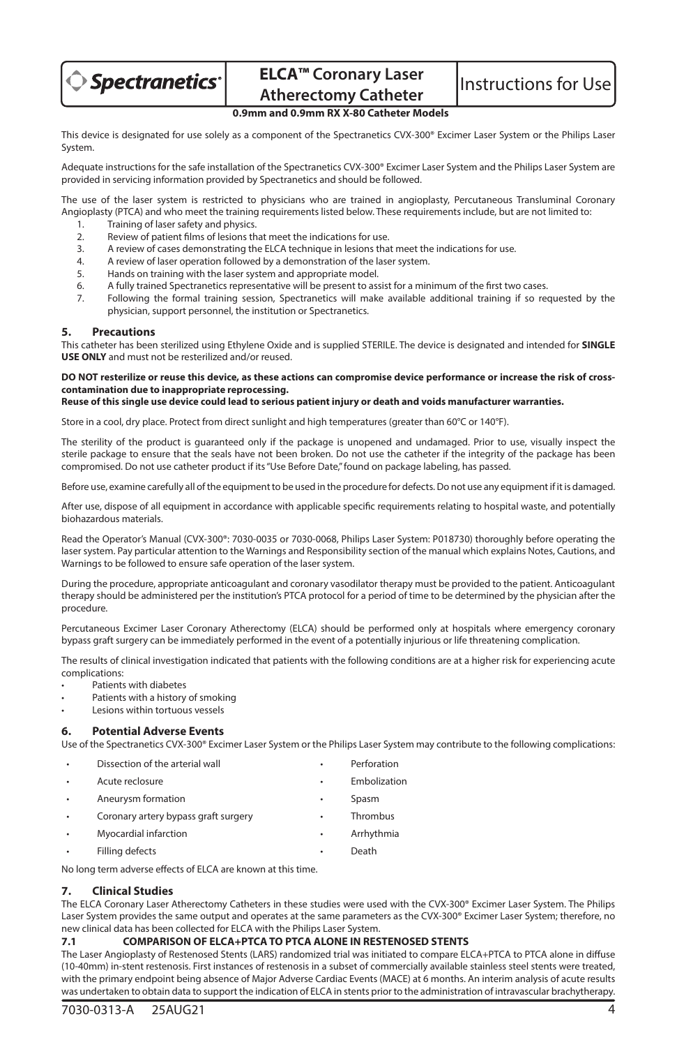This device is designated for use solely as a component of the Spectranetics CVX-300® Excimer Laser System or the Philips Laser System.

Adequate instructions for the safe installation of the Spectranetics CVX-300® Excimer Laser System and the Philips Laser System are provided in servicing information provided by Spectranetics and should be followed.

The use of the laser system is restricted to physicians who are trained in angioplasty, Percutaneous Transluminal Coronary Angioplasty (PTCA) and who meet the training requirements listed below. These requirements include, but are not limited to:

1. Training of laser safety and physics.
2. Review of patient films of lesions that meet the indications for use.
3. A review of cases demonstrating the ELCA technique in lesions that meet the indications for use.
4. A review of laser operation followed by a demonstration of the laser system.
5. Hands on training with the laser system and appropriate model.
6. A fully trained Spectranetics representative will be present to assist for a minimum of the first two cases.
7. Following the formal training session, Spectranetics will make available additional training if so requested by the physician, support personnel, the institution or Spectranetics.

## 5. Precautions

This catheter has been sterilized using Ethylene Oxide and is supplied STERILE. The device is designated and intended for **SINGLE USE ONLY** and must not be resterilized and/or reused.

**DO NOT resterilize or reuse this device, as these actions can compromise device performance or increase the risk of cross-contamination due to inappropriate reprocessing.**
**Reuse of this single use device could lead to serious patient injury or death and voids manufacturer warranties.**

Store in a cool, dry place. Protect from direct sunlight and high temperatures (greater than 60°C or 140°F).

The sterility of the product is guaranteed only if the package is unopened and undamaged. Prior to use, visually inspect the sterile package to ensure that the seals have not been broken. Do not use the catheter if the integrity of the package has been compromised. Do not use catheter product if its "Use Before Date," found on package labeling, has passed.

Before use, examine carefully all of the equipment to be used in the procedure for defects. Do not use any equipment if it is damaged.

After use, dispose of all equipment in accordance with applicable specific requirements relating to hospital waste, and potentially biohazardous materials.

Read the Operator's Manual (CVX-300®: 7030-0035 or 7030-0068, Philips Laser System: P018730) thoroughly before operating the laser system. Pay particular attention to the Warnings and Responsibility section of the manual which explains Notes, Cautions, and Warnings to be followed to ensure safe operation of the laser system.

During the procedure, appropriate anticoagulant and coronary vasodilator therapy must be provided to the patient. Anticoagulant therapy should be administered per the institution's PTCA protocol for a period of time to be determined by the physician after the procedure.

Percutaneous Excimer Laser Coronary Atherectomy (ELCA) should be performed only at hospitals where emergency coronary bypass graft surgery can be immediately performed in the event of a potentially injurious or life threatening complication.

The results of clinical investigation indicated that patients with the following conditions are at a higher risk for experiencing acute complications:

- Patients with diabetes
- Patients with a history of smoking
- Lesions within tortuous vessels

## 6. Potential Adverse Events

Use of the Spectranetics CVX-300® Excimer Laser System or the Philips Laser System may contribute to the following complications:

- Dissection of the arterial wall
- Acute reclosure
- Aneurysm formation
- Coronary artery bypass graft surgery
- Myocardial infarction
- Filling defects
- Perforation
- Embolization
- Spasm
- Thrombus
- Arrhythmia
- Death

No long term adverse effects of ELCA are known at this time.

## 7. Clinical Studies

The ELCA Coronary Laser Atherectomy Catheters in these studies were used with the CVX-300® Excimer Laser System. The Philips Laser System provides the same output and operates at the same parameters as the CVX-300® Excimer Laser System; therefore, no new clinical data has been collected for ELCA with the Philips Laser System.

### 7.1 COMPARISON OF ELCA+PTCA TO PTCA ALONE IN RESTENOSED STENTS

The Laser Angioplasty of Restenosed Stents (LARS) randomized trial was initiated to compare ELCA+PTCA to PTCA alone in diffuse (10-40mm) in-stent restenosis. First instances of restenosis in a subset of commercially available stainless steel stents were treated, with the primary endpoint being absence of Major Adverse Cardiac Events (MACE) at 6 months. An interim analysis of acute results was undertaken to obtain data to support the indication of ELCA in stents prior to the administration of intravascular brachytherapy.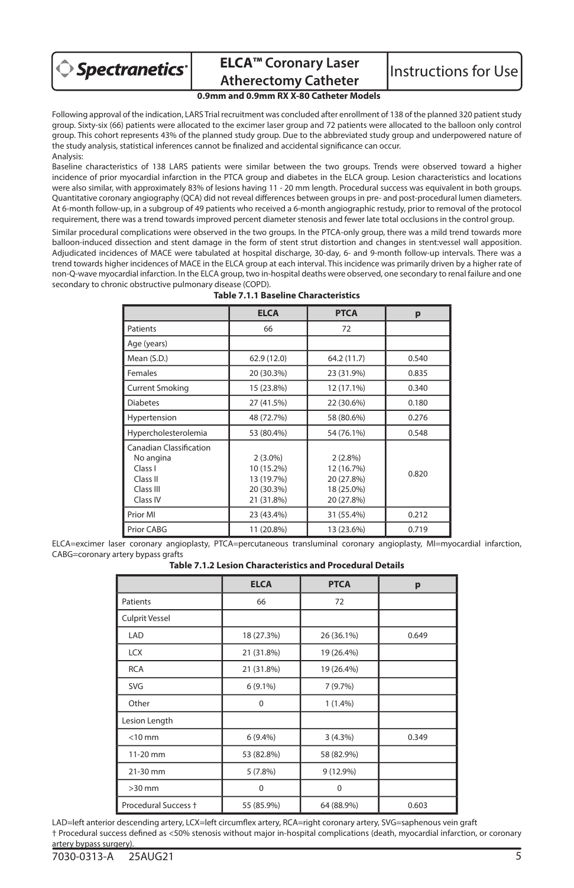Following approval of the indication, LARS Trial recruitment was concluded after enrollment of 138 of the planned 320 patient study group. Sixty-six (66) patients were allocated to the excimer laser group and 72 patients were allocated to the balloon only control group. This cohort represents 43% of the planned study group. Due to the abbreviated study group and underpowered nature of the study analysis, statistical inferences cannot be finalized and accidental significance can occur.

Analysis:

Baseline characteristics of 138 LARS patients were similar between the two groups. Trends were observed toward a higher incidence of prior myocardial infarction in the PTCA group and diabetes in the ELCA group. Lesion characteristics and locations were also similar, with approximately 83% of lesions having 11 - 20 mm length. Procedural success was equivalent in both groups. Quantitative coronary angiography (QCA) did not reveal differences between groups in pre- and post-procedural lumen diameters. At 6-month follow-up, in a subgroup of 49 patients who received a 6-month angiographic restudy, prior to removal of the protocol requirement, there was a trend towards improved percent diameter stenosis and fewer late total occlusions in the control group.

Similar procedural complications were observed in the two groups. In the PTCA-only group, there was a mild trend towards more balloon-induced dissection and stent damage in the form of stent strut distortion and changes in stent:vessel wall apposition. Adjudicated incidences of MACE were tabulated at hospital discharge, 30-day, 6- and 9-month follow-up intervals. There was a trend towards higher incidences of MACE in the ELCA group at each interval. This incidence was primarily driven by a higher rate of non-Q-wave myocardial infarction. In the ELCA group, two in-hospital deaths were observed, one secondary to renal failure and one secondary to chronic obstructive pulmonary disease (COPD).

**Table 7.1.1 Baseline Characteristics**

| | ELCA | PTCA | p |
|---|---|---|---|
| Patients | 66 | 72 | |
| Age (years) | | | |
| Mean (S.D.) | 62.9 (12.0) | 64.2 (11.7) | 0.540 |
| Females | 20 (30.3%) | 23 (31.9%) | 0.835 |
| Current Smoking | 15 (23.8%) | 12 (17.1%) | 0.340 |
| Diabetes | 27 (41.5%) | 22 (30.6%) | 0.180 |
| Hypertension | 48 (72.7%) | 58 (80.6%) | 0.276 |
| Hypercholesterolemia | 53 (80.4%) | 54 (76.1%) | 0.548 |
| Canadian Classification | | | 0.820 |
| No angina | 2 (3.0%) | 2 (2.8%) | |
| Class I | 10 (15.2%) | 12 (16.7%) | |
| Class II | 13 (19.7%) | 20 (27.8%) | |
| Class III | 20 (30.3%) | 18 (25.0%) | |
| Class IV | 21 (31.8%) | 20 (27.8%) | |
| Prior MI | 23 (43.4%) | 31 (55.4%) | 0.212 |
| Prior CABG | 11 (20.8%) | 13 (23.6%) | 0.719 |

ELCA=excimer laser coronary angioplasty, PTCA=percutaneous transluminal coronary angioplasty, MI=myocardial infarction, CABG=coronary artery bypass grafts

**Table 7.1.2 Lesion Characteristics and Procedural Details**

| | ELCA | PTCA | p |
|---|---|---|---|
| Patients | 66 | 72 | |
| Culprit Vessel | | | |
| LAD | 18 (27.3%) | 26 (36.1%) | 0.649 |
| LCX | 21 (31.8%) | 19 (26.4%) | |
| RCA | 21 (31.8%) | 19 (26.4%) | |
| SVG | 6 (9.1%) | 7 (9.7%) | |
| Other | 0 | 1 (1.4%) | |
| Lesion Length | | | |
| <10 mm | 6 (9.4%) | 3 (4.3%) | 0.349 |
| 11-20 mm | 53 (82.8%) | 58 (82.9%) | |
| 21-30 mm | 5 (7.8%) | 9 (12.9%) | |
| >30 mm | 0 | 0 | |
| Procedural Success † | 55 (85.9%) | 64 (88.9%) | 0.603 |

LAD=left anterior descending artery, LCX=left circumflex artery, RCA=right coronary artery, SVG=saphenous vein graft

† Procedural success defined as <50% stenosis without major in-hospital complications (death, myocardial infarction, or coronary artery bypass surgery).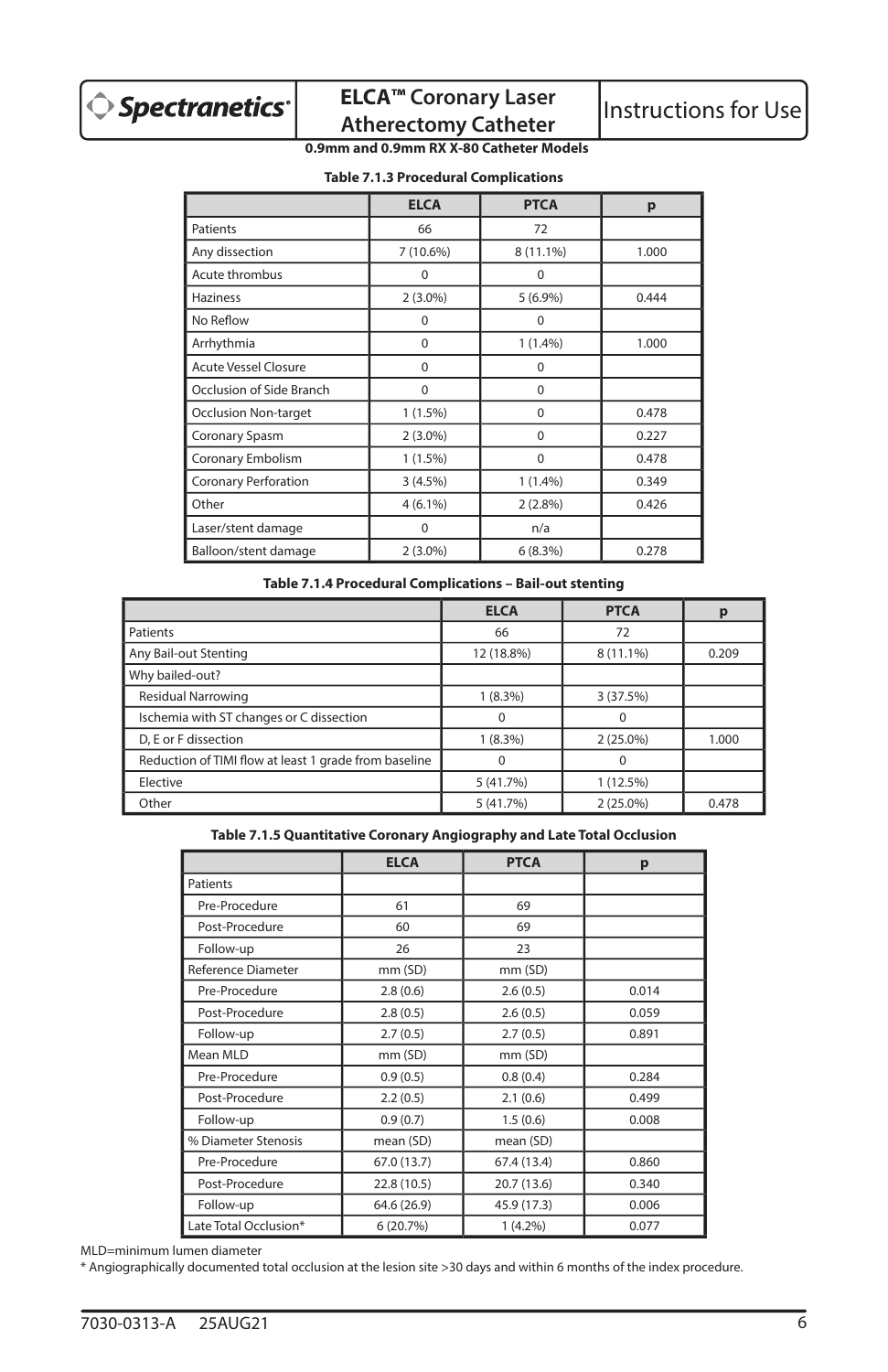**Table 7.1.3 Procedural Complications**

| | ELCA | PTCA | p |
|---|---|---|---|
| Patients | 66 | 72 | |
| Any dissection | 7 (10.6%) | 8 (11.1%) | 1.000 |
| Acute thrombus | 0 | 0 | |
| Haziness | 2 (3.0%) | 5 (6.9%) | 0.444 |
| No Reflow | 0 | 0 | |
| Arrhythmia | 0 | 1 (1.4%) | 1.000 |
| Acute Vessel Closure | 0 | 0 | |
| Occlusion of Side Branch | 0 | 0 | |
| Occlusion Non-target | 1 (1.5%) | 0 | 0.478 |
| Coronary Spasm | 2 (3.0%) | 0 | 0.227 |
| Coronary Embolism | 1 (1.5%) | 0 | 0.478 |
| Coronary Perforation | 3 (4.5%) | 1 (1.4%) | 0.349 |
| Other | 4 (6.1%) | 2 (2.8%) | 0.426 |
| Laser/stent damage | 0 | n/a | |
| Balloon/stent damage | 2 (3.0%) | 6 (8.3%) | 0.278 |

**Table 7.1.4 Procedural Complications – Bail-out stenting**

| | ELCA | PTCA | p |
|---|---|---|---|
| Patients | 66 | 72 | |
| Any Bail-out Stenting | 12 (18.8%) | 8 (11.1%) | 0.209 |
| Why bailed-out? | | | |
| Residual Narrowing | 1 (8.3%) | 3 (37.5%) | |
| Ischemia with ST changes or C dissection | 0 | 0 | |
| D, E or F dissection | 1 (8.3%) | 2 (25.0%) | 1.000 |
| Reduction of TIMI flow at least 1 grade from baseline | 0 | 0 | |
| Elective | 5 (41.7%) | 1 (12.5%) | |
| Other | 5 (41.7%) | 2 (25.0%) | 0.478 |

**Table 7.1.5 Quantitative Coronary Angiography and Late Total Occlusion**

| | ELCA | PTCA | p |
|---|---|---|---|
| Patients | | | |
| Pre-Procedure | 61 | 69 | |
| Post-Procedure | 60 | 69 | |
| Follow-up | 26 | 23 | |
| Reference Diameter | mm (SD) | mm (SD) | |
| Pre-Procedure | 2.8 (0.6) | 2.6 (0.5) | 0.014 |
| Post-Procedure | 2.8 (0.5) | 2.6 (0.5) | 0.059 |
| Follow-up | 2.7 (0.5) | 2.7 (0.5) | 0.891 |
| Mean MLD | mm (SD) | mm (SD) | |
| Pre-Procedure | 0.9 (0.5) | 0.8 (0.4) | 0.284 |
| Post-Procedure | 2.2 (0.5) | 2.1 (0.6) | 0.499 |
| Follow-up | 0.9 (0.7) | 1.5 (0.6) | 0.008 |
| % Diameter Stenosis | mean (SD) | mean (SD) | |
| Pre-Procedure | 67.0 (13.7) | 67.4 (13.4) | 0.860 |
| Post-Procedure | 22.8 (10.5) | 20.7 (13.6) | 0.340 |
| Follow-up | 64.6 (26.9) | 45.9 (17.3) | 0.006 |
| Late Total Occlusion* | 6 (20.7%) | 1 (4.2%) | 0.077 |

MLD=minimum lumen diameter

* Angiographically documented total occlusion at the lesion site >30 days and within 6 months of the index procedure.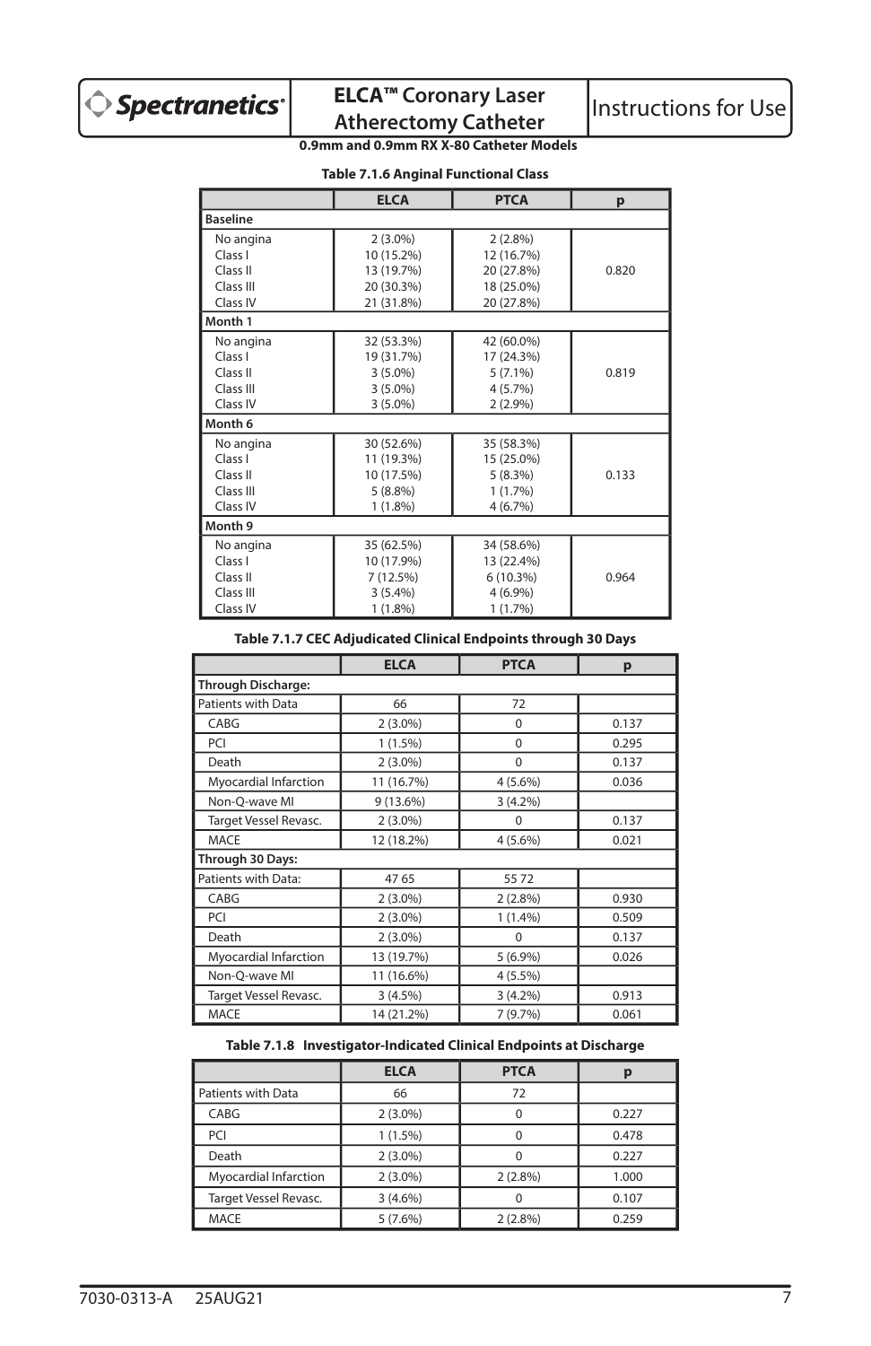**Table 7.1.6 Anginal Functional Class**

| | ELCA | PTCA | p |
|---|---|---|---|
| **Baseline** | | | |
| No angina | 2 (3.0%) | 2 (2.8%) | |
| Class I | 10 (15.2%) | 12 (16.7%) | |
| Class II | 13 (19.7%) | 20 (27.8%) | 0.820 |
| Class III | 20 (30.3%) | 18 (25.0%) | |
| Class IV | 21 (31.8%) | 20 (27.8%) | |
| **Month 1** | | | |
| No angina | 32 (53.3%) | 42 (60.0%) | |
| Class I | 19 (31.7%) | 17 (24.3%) | |
| Class II | 3 (5.0%) | 5 (7.1%) | 0.819 |
| Class III | 3 (5.0%) | 4 (5.7%) | |
| Class IV | 3 (5.0%) | 2 (2.9%) | |
| **Month 6** | | | |
| No angina | 30 (52.6%) | 35 (58.3%) | |
| Class I | 11 (19.3%) | 15 (25.0%) | |
| Class II | 10 (17.5%) | 5 (8.3%) | 0.133 |
| Class III | 5 (8.8%) | 1 (1.7%) | |
| Class IV | 1 (1.8%) | 4 (6.7%) | |
| **Month 9** | | | |
| No angina | 35 (62.5%) | 34 (58.6%) | |
| Class I | 10 (17.9%) | 13 (22.4%) | |
| Class II | 7 (12.5%) | 6 (10.3%) | 0.964 |
| Class III | 3 (5.4%) | 4 (6.9%) | |
| Class IV | 1 (1.8%) | 1 (1.7%) | |

**Table 7.1.7 CEC Adjudicated Clinical Endpoints through 30 Days**

| | ELCA | PTCA | p |
|---|---|---|---|
| **Through Discharge:** | | | |
| Patients with Data | 66 | 72 | |
| CABG | 2 (3.0%) | 0 | 0.137 |
| PCI | 1 (1.5%) | 0 | 0.295 |
| Death | 2 (3.0%) | 0 | 0.137 |
| Myocardial Infarction | 11 (16.7%) | 4 (5.6%) | 0.036 |
| Non-Q-wave MI | 9 (13.6%) | 3 (4.2%) | |
| Target Vessel Revasc. | 2 (3.0%) | 0 | 0.137 |
| MACE | 12 (18.2%) | 4 (5.6%) | 0.021 |
| **Through 30 Days:** | | | |
| Patients with Data: | 47 65 | 55 72 | |
| CABG | 2 (3.0%) | 2 (2.8%) | 0.930 |
| PCI | 2 (3.0%) | 1 (1.4%) | 0.509 |
| Death | 2 (3.0%) | 0 | 0.137 |
| Myocardial Infarction | 13 (19.7%) | 5 (6.9%) | 0.026 |
| Non-Q-wave MI | 11 (16.6%) | 4 (5.5%) | |
| Target Vessel Revasc. | 3 (4.5%) | 3 (4.2%) | 0.913 |
| MACE | 14 (21.2%) | 7 (9.7%) | 0.061 |

**Table 7.1.8 Investigator-Indicated Clinical Endpoints at Discharge**

| | ELCA | PTCA | p |
|---|---|---|---|
| Patients with Data | 66 | 72 | |
| CABG | 2 (3.0%) | 0 | 0.227 |
| PCI | 1 (1.5%) | 0 | 0.478 |
| Death | 2 (3.0%) | 0 | 0.227 |
| Myocardial Infarction | 2 (3.0%) | 2 (2.8%) | 1.000 |
| Target Vessel Revasc. | 3 (4.6%) | 0 | 0.107 |
| MACE | 5 (7.6%) | 2 (2.8%) | 0.259 |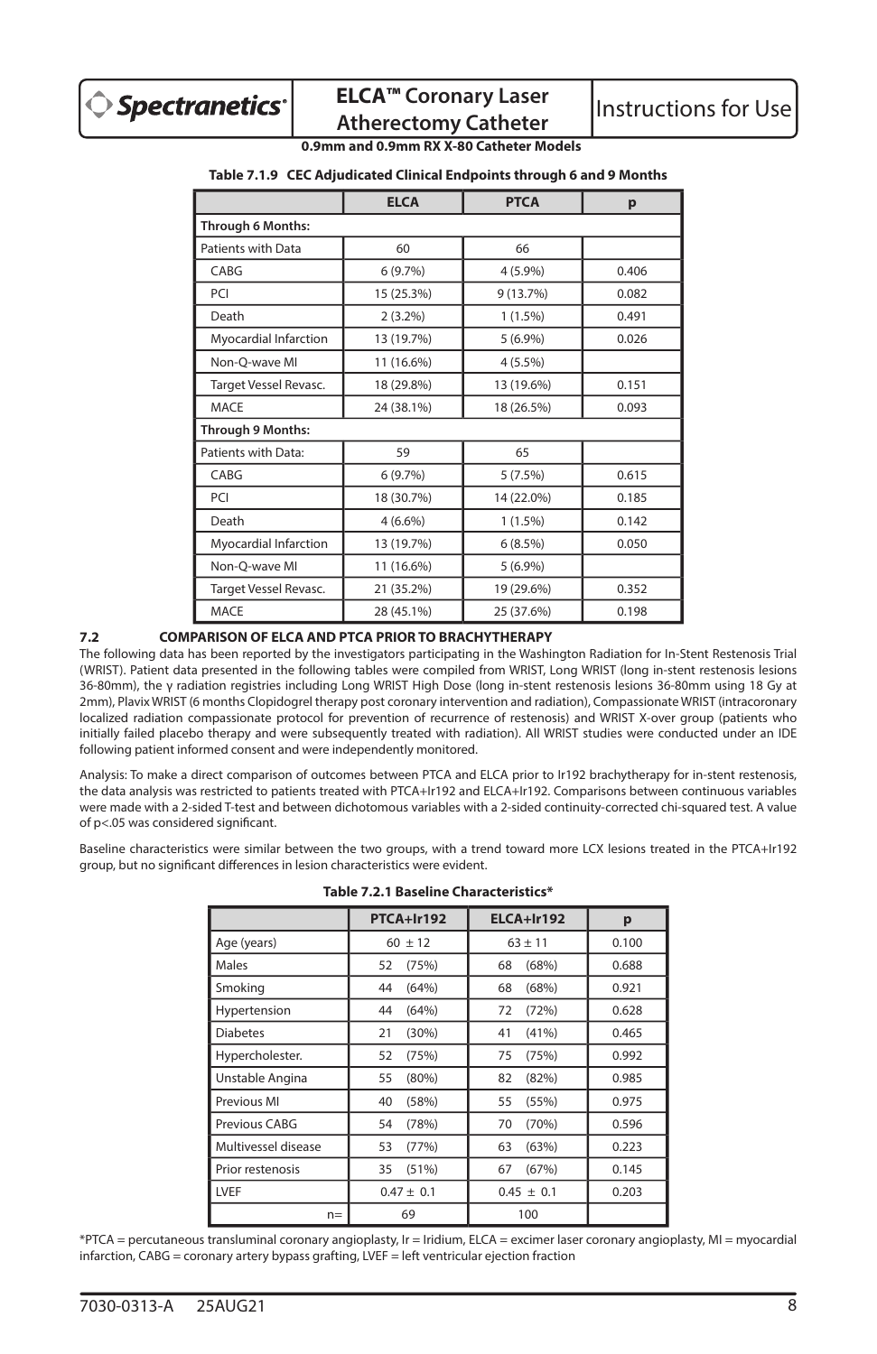**Table 7.1.9 CEC Adjudicated Clinical Endpoints through 6 and 9 Months**

| | ELCA | PTCA | p |
|---|---|---|---|
| **Through 6 Months:** | | | |
| Patients with Data | 60 | 66 | |
| CABG | 6 (9.7%) | 4 (5.9%) | 0.406 |
| PCI | 15 (25.3%) | 9 (13.7%) | 0.082 |
| Death | 2 (3.2%) | 1 (1.5%) | 0.491 |
| Myocardial Infarction | 13 (19.7%) | 5 (6.9%) | 0.026 |
| Non-Q-wave MI | 11 (16.6%) | 4 (5.5%) | |
| Target Vessel Revasc. | 18 (29.8%) | 13 (19.6%) | 0.151 |
| MACE | 24 (38.1%) | 18 (26.5%) | 0.093 |
| **Through 9 Months:** | | | |
| Patients with Data: | 59 | 65 | |
| CABG | 6 (9.7%) | 5 (7.5%) | 0.615 |
| PCI | 18 (30.7%) | 14 (22.0%) | 0.185 |
| Death | 4 (6.6%) | 1 (1.5%) | 0.142 |
| Myocardial Infarction | 13 (19.7%) | 6 (8.5%) | 0.050 |
| Non-Q-wave MI | 11 (16.6%) | 5 (6.9%) | |
| Target Vessel Revasc. | 21 (35.2%) | 19 (29.6%) | 0.352 |
| MACE | 28 (45.1%) | 25 (37.6%) | 0.198 |

## 7.2 COMPARISON OF ELCA AND PTCA PRIOR TO BRACHYTHERAPY

The following data has been reported by the investigators participating in the Washington Radiation for In-Stent Restenosis Trial (WRIST). Patient data presented in the following tables were compiled from WRIST, Long WRIST (long in-stent restenosis lesions 36-80mm), the γ radiation registries including Long WRIST High Dose (long in-stent restenosis lesions 36-80mm using 18 Gy at 2mm), Plavix WRIST (6 months Clopidogrel therapy post coronary intervention and radiation), Compassionate WRIST (intracoronary localized radiation compassionate protocol for prevention of recurrence of restenosis) and WRIST X-over group (patients who initially failed placebo therapy and were subsequently treated with radiation). All WRIST studies were conducted under an IDE following patient informed consent and were independently monitored.

Analysis: To make a direct comparison of outcomes between PTCA and ELCA prior to Ir192 brachytherapy for in-stent restenosis, the data analysis was restricted to patients treated with PTCA+Ir192 and ELCA+Ir192. Comparisons between continuous variables were made with a 2-sided T-test and between dichotomous variables with a 2-sided continuity-corrected chi-squared test. A value of $p<.05$ was considered significant.

Baseline characteristics were similar between the two groups, with a trend toward more LCX lesions treated in the PTCA+Ir192 group, but no significant differences in lesion characteristics were evident.

**Table 7.2.1 Baseline Characteristics***

| | PTCA+Ir192 | ELCA+Ir192 | p |
|---|---|---|---|
| Age (years) | 60 ± 12 | 63 ± 11 | 0.100 |
| Males | 52 (75%) | 68 (68%) | 0.688 |
| Smoking | 44 (64%) | 68 (68%) | 0.921 |
| Hypertension | 44 (64%) | 72 (72%) | 0.628 |
| Diabetes | 21 (30%) | 41 (41%) | 0.465 |
| Hypercholester. | 52 (75%) | 75 (75%) | 0.992 |
| Unstable Angina | 55 (80%) | 82 (82%) | 0.985 |
| Previous MI | 40 (58%) | 55 (55%) | 0.975 |
| Previous CABG | 54 (78%) | 70 (70%) | 0.596 |
| Multivessel disease | 53 (77%) | 63 (63%) | 0.223 |
| Prior restenosis | 35 (51%) | 67 (67%) | 0.145 |
| LVEF | 0.47 ± 0.1 | 0.45 ± 0.1 | 0.203 |
| n= | 69 | 100 | |

*PTCA = percutaneous transluminal coronary angioplasty, Ir = Iridium, ELCA = excimer laser coronary angioplasty, MI = myocardial infarction, CABG = coronary artery bypass grafting, LVEF = left ventricular ejection fraction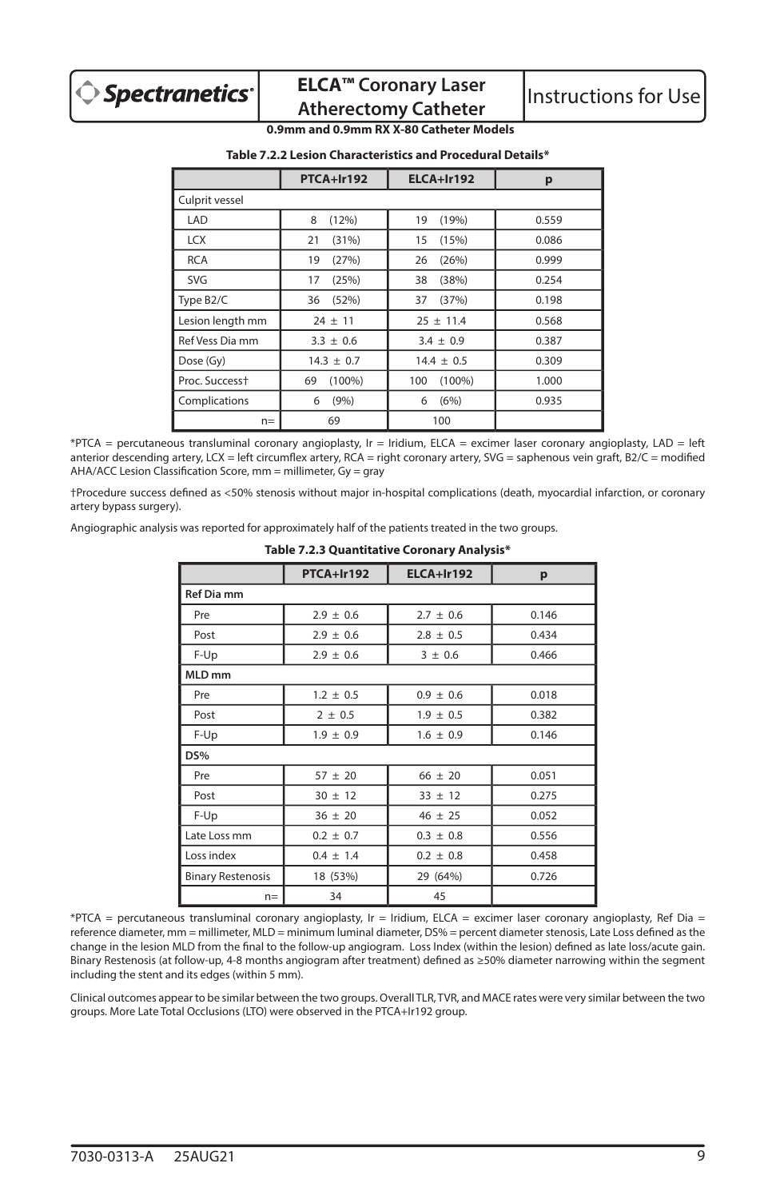**Table 7.2.2 Lesion Characteristics and Procedural Details***

| | PTCA+Ir192 | ELCA+Ir192 | p |
|---|---|---|---|
| Culprit vessel | | | |
| LAD | 8 (12%) | 19 (19%) | 0.559 |
| LCX | 21 (31%) | 15 (15%) | 0.086 |
| RCA | 19 (27%) | 26 (26%) | 0.999 |
| SVG | 17 (25%) | 38 (38%) | 0.254 |
| Type B2/C | 36 (52%) | 37 (37%) | 0.198 |
| Lesion length mm | 24 ± 11 | 25 ± 11.4 | 0.568 |
| Ref Vess Dia mm | 3.3 ± 0.6 | 3.4 ± 0.9 | 0.387 |
| Dose (Gy) | 14.3 ± 0.7 | 14.4 ± 0.5 | 0.309 |
| Proc. Success† | 69 (100%) | 100 (100%) | 1.000 |
| Complications | 6 (9%) | 6 (6%) | 0.935 |
| n= | 69 | 100 | |

*PTCA = percutaneous transluminal coronary angioplasty, Ir = Iridium, ELCA = excimer laser coronary angioplasty, LAD = left anterior descending artery, LCX = left circumflex artery, RCA = right coronary artery, SVG = saphenous vein graft, B2/C = modified AHA/ACC Lesion Classification Score, mm = millimeter, Gy = gray

†Procedure success defined as <50% stenosis without major in-hospital complications (death, myocardial infarction, or coronary artery bypass surgery).

Angiographic analysis was reported for approximately half of the patients treated in the two groups.

**Table 7.2.3 Quantitative Coronary Analysis***

| | PTCA+Ir192 | ELCA+Ir192 | p |
|---|---|---|---|
| **Ref Dia mm** | | | |
| Pre | 2.9 ± 0.6 | 2.7 ± 0.6 | 0.146 |
| Post | 2.9 ± 0.6 | 2.8 ± 0.5 | 0.434 |
| F-Up | 2.9 ± 0.6 | 3 ± 0.6 | 0.466 |
| **MLD mm** | | | |
| Pre | 1.2 ± 0.5 | 0.9 ± 0.6 | 0.018 |
| Post | 2 ± 0.5 | 1.9 ± 0.5 | 0.382 |
| F-Up | 1.9 ± 0.9 | 1.6 ± 0.9 | 0.146 |
| **DS%** | | | |
| Pre | 57 ± 20 | 66 ± 20 | 0.051 |
| Post | 30 ± 12 | 33 ± 12 | 0.275 |
| F-Up | 36 ± 20 | 46 ± 25 | 0.052 |
| Late Loss mm | 0.2 ± 0.7 | 0.3 ± 0.8 | 0.556 |
| Loss index | 0.4 ± 1.4 | 0.2 ± 0.8 | 0.458 |
| Binary Restenosis | 18 (53%) | 29 (64%) | 0.726 |
| n= | 34 | 45 | |

*PTCA = percutaneous transluminal coronary angioplasty, Ir = Iridium, ELCA = excimer laser coronary angioplasty, Ref Dia = reference diameter, mm = millimeter, MLD = minimum luminal diameter, DS% = percent diameter stenosis, Late Loss defined as the change in the lesion MLD from the final to the follow-up angiogram. Loss Index (within the lesion) defined as late loss/acute gain. Binary Restenosis (at follow-up, 4-8 months angiogram after treatment) defined as ≥50% diameter narrowing within the segment including the stent and its edges (within 5 mm).

Clinical outcomes appear to be similar between the two groups. Overall TLR, TVR, and MACE rates were very similar between the two groups. More Late Total Occlusions (LTO) were observed in the PTCA+Ir192 group.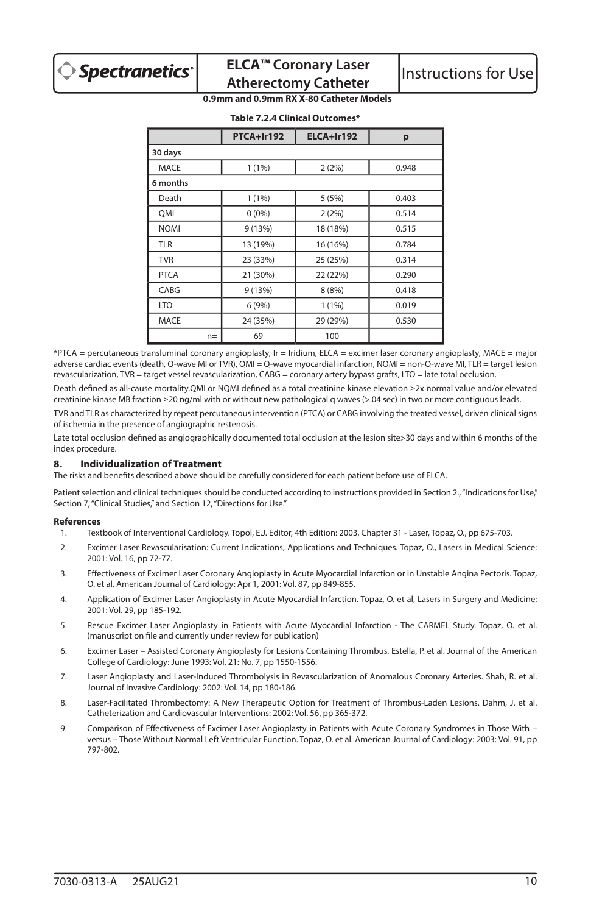**0.9mm and 0.9mm RX X-80 Catheter Models**

**Table 7.2.4 Clinical Outcomes***

| | PTCA+Ir192 | ELCA+Ir192 | p |
|---|---|---|---|
| **30 days** | | | |
| MACE | 1 (1%) | 2 (2%) | 0.948 |
| **6 months** | | | |
| Death | 1 (1%) | 5 (5%) | 0.403 |
| QMI | 0 (0%) | 2 (2%) | 0.514 |
| NQMI | 9 (13%) | 18 (18%) | 0.515 |
| TLR | 13 (19%) | 16 (16%) | 0.784 |
| TVR | 23 (33%) | 25 (25%) | 0.314 |
| PTCA | 21 (30%) | 22 (22%) | 0.290 |
| CABG | 9 (13%) | 8 (8%) | 0.418 |
| LTO | 6 (9%) | 1 (1%) | 0.019 |
| MACE | 24 (35%) | 29 (29%) | 0.530 |
| n= | 69 | 100 | |

*PTCA = percutaneous transluminal coronary angioplasty, Ir = Iridium, ELCA = excimer laser coronary angioplasty, MACE = major adverse cardiac events (death, Q-wave MI or TVR), QMI = Q-wave myocardial infarction, NQMI = non-Q-wave MI, TLR = target lesion revascularization, TVR = target vessel revascularization, CABG = coronary artery bypass grafts, LTO = late total occlusion.

Death defined as all-cause mortality.QMI or NQMI defined as a total creatinine kinase elevation ≥2x normal value and/or elevated creatinine kinase MB fraction ≥20 ng/ml with or without new pathological q waves (>.04 sec) in two or more contiguous leads.

TVR and TLR as characterized by repeat percutaneous intervention (PTCA) or CABG involving the treated vessel, driven clinical signs of ischemia in the presence of angiographic restenosis.

Late total occlusion defined as angiographically documented total occlusion at the lesion site>30 days and within 6 months of the index procedure.

## 8. Individualization of Treatment

The risks and benefits described above should be carefully considered for each patient before use of ELCA.

Patient selection and clinical techniques should be conducted according to instructions provided in Section 2., "Indications for Use," Section 7, "Clinical Studies," and Section 12, "Directions for Use."

### References

1. Textbook of Interventional Cardiology. Topol, E.J. Editor, 4th Edition: 2003, Chapter 31 - Laser, Topaz, O., pp 675-703.
2. Excimer Laser Revascularisation: Current Indications, Applications and Techniques. Topaz, O., Lasers in Medical Science: 2001: Vol. 16, pp 72-77.
3. Effectiveness of Excimer Laser Coronary Angioplasty in Acute Myocardial Infarction or in Unstable Angina Pectoris. Topaz, O. et al. American Journal of Cardiology: Apr 1, 2001: Vol. 87, pp 849-855.
4. Application of Excimer Laser Angioplasty in Acute Myocardial Infarction. Topaz, O. et al, Lasers in Surgery and Medicine: 2001: Vol. 29, pp 185-192.
5. Rescue Excimer Laser Angioplasty in Patients with Acute Myocardial Infarction - The CARMEL Study. Topaz, O. et al. (manuscript on file and currently under review for publication)
6. Excimer Laser – Assisted Coronary Angioplasty for Lesions Containing Thrombus. Estella, P. et al. Journal of the American College of Cardiology: June 1993: Vol. 21: No. 7, pp 1550-1556.
7. Laser Angioplasty and Laser-Induced Thrombolysis in Revascularization of Anomalous Coronary Arteries. Shah, R. et al. Journal of Invasive Cardiology: 2002: Vol. 14, pp 180-186.
8. Laser-Facilitated Thrombectomy: A New Therapeutic Option for Treatment of Thrombus-Laden Lesions. Dahm, J. et al. Catheterization and Cardiovascular Interventions: 2002: Vol. 56, pp 365-372.
9. Comparison of Effectiveness of Excimer Laser Angioplasty in Patients with Acute Coronary Syndromes in Those With – versus – Those Without Normal Left Ventricular Function. Topaz, O. et al. American Journal of Cardiology: 2003: Vol. 91, pp 797-802.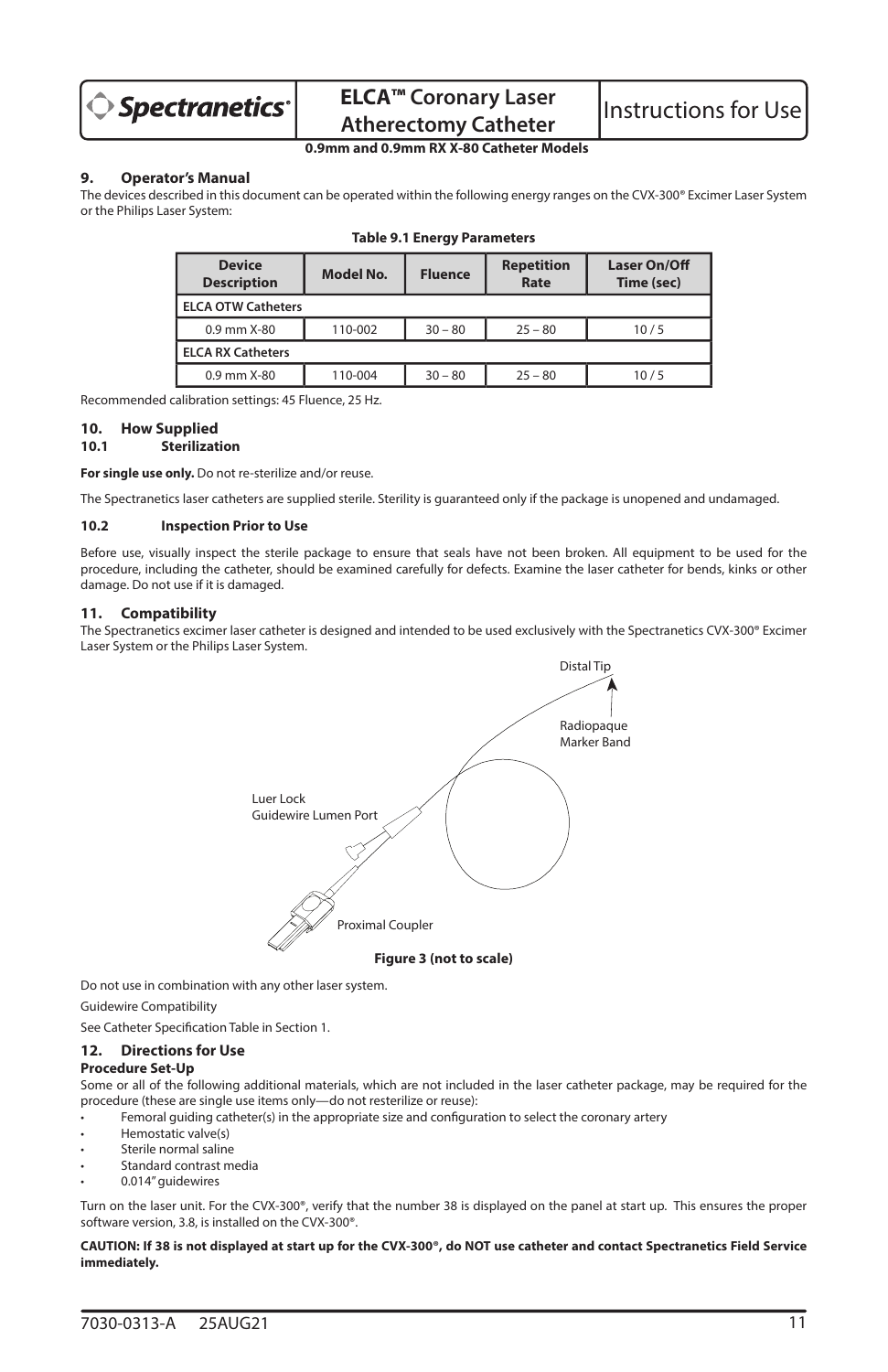## 9. Operator's Manual

The devices described in this document can be operated within the following energy ranges on the CVX-300® Excimer Laser System or the Philips Laser System:

**Table 9.1 Energy Parameters**

| Device Description | Model No. | Fluence | Repetition Rate | Laser On/Off Time (sec) |
|---|---|---|---|---|
| **ELCA OTW Catheters** | | | | |
| 0.9 mm X-80 | 110-002 | 30 – 80 | 25 – 80 | 10 / 5 |
| **ELCA RX Catheters** | | | | |
| 0.9 mm X-80 | 110-004 | 30 – 80 | 25 – 80 | 10 / 5 |

Recommended calibration settings: 45 Fluence, 25 Hz.

## 10. How Supplied

### 10.1 Sterilization

**For single use only.** Do not re-sterilize and/or reuse.

The Spectranetics laser catheters are supplied sterile. Sterility is guaranteed only if the package is unopened and undamaged.

### 10.2 Inspection Prior to Use

Before use, visually inspect the sterile package to ensure that seals have not been broken. All equipment to be used for the procedure, including the catheter, should be examined carefully for defects. Examine the laser catheter for bends, kinks or other damage. Do not use if it is damaged.

## 11. Compatibility

The Spectranetics excimer laser catheter is designed and intended to be used exclusively with the Spectranetics CVX-300® Excimer Laser System or the Philips Laser System.

Distal Tip

Radiopaque Marker Band

Luer Lock Guidewire Lumen Port

Proximal Coupler

**Figure 3 (not to scale)**

Do not use in combination with any other laser system.

Guidewire Compatibility

See Catheter Specification Table in Section 1.

## 12. Directions for Use

**Procedure Set-Up**

Some or all of the following additional materials, which are not included in the laser catheter package, may be required for the procedure (these are single use items only—do not resterilize or reuse):

- Femoral guiding catheter(s) in the appropriate size and configuration to select the coronary artery
- Hemostatic valve(s)
- Sterile normal saline
- Standard contrast media
- 0.014" guidewires

Turn on the laser unit. For the CVX-300®, verify that the number 38 is displayed on the panel at start up. This ensures the proper software version, 3.8, is installed on the CVX-300®.

**CAUTION: If 38 is not displayed at start up for the CVX-300®, do NOT use catheter and contact Spectranetics Field Service immediately.**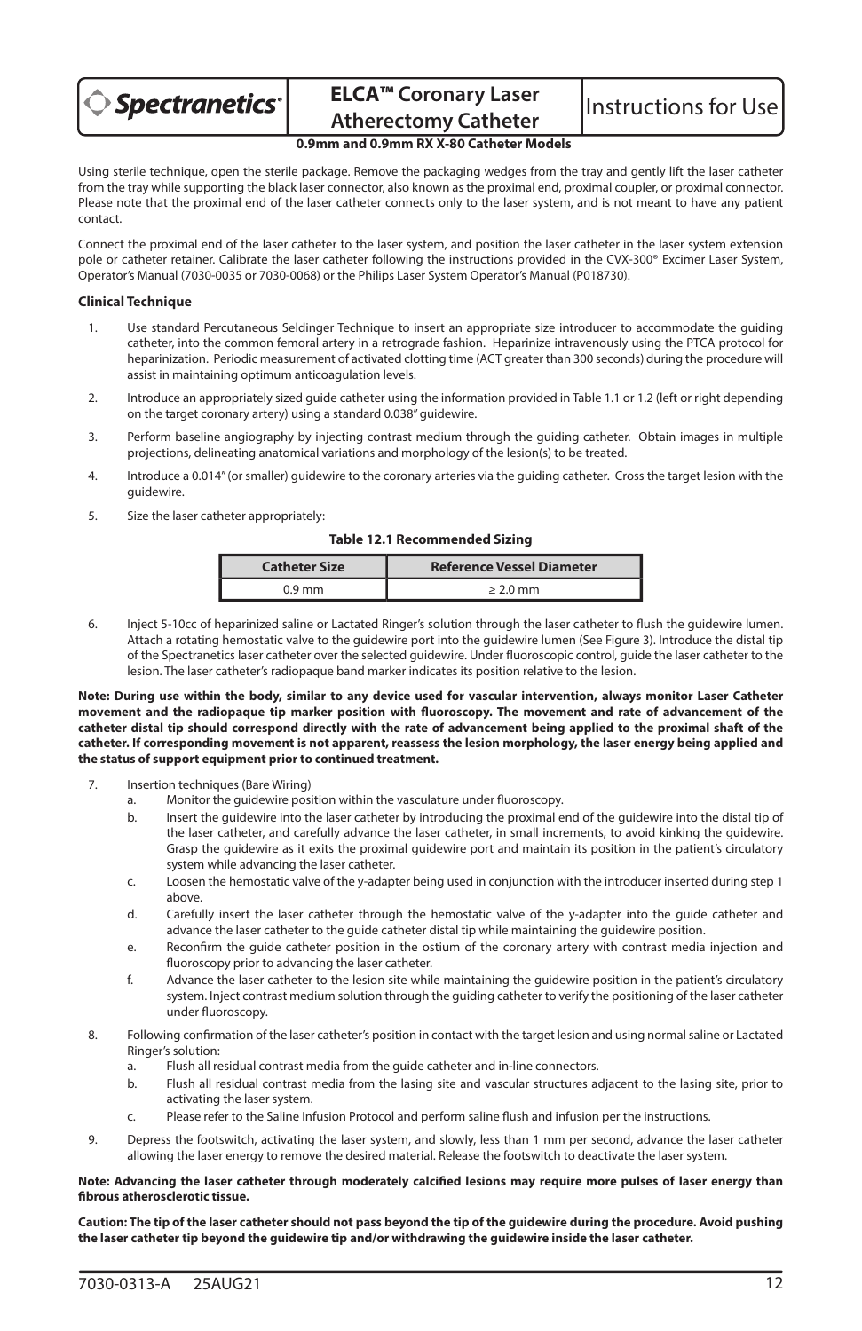**0.9mm and 0.9mm RX X-80 Catheter Models**

Using sterile technique, open the sterile package. Remove the packaging wedges from the tray and gently lift the laser catheter from the tray while supporting the black laser connector, also known as the proximal end, proximal coupler, or proximal connector. Please note that the proximal end of the laser catheter connects only to the laser system, and is not meant to have any patient contact.

Connect the proximal end of the laser catheter to the laser system, and position the laser catheter in the laser system extension pole or catheter retainer. Calibrate the laser catheter following the instructions provided in the CVX-300® Excimer Laser System, Operator's Manual (7030-0035 or 7030-0068) or the Philips Laser System Operator's Manual (P018730).

**Clinical Technique**

1. Use standard Percutaneous Seldinger Technique to insert an appropriate size introducer to accommodate the guiding catheter, into the common femoral artery in a retrograde fashion. Heparinize intravenously using the PTCA protocol for heparinization. Periodic measurement of activated clotting time (ACT greater than 300 seconds) during the procedure will assist in maintaining optimum anticoagulation levels.
2. Introduce an appropriately sized guide catheter using the information provided in Table 1.1 or 1.2 (left or right depending on the target coronary artery) using a standard 0.038" guidewire.
3. Perform baseline angiography by injecting contrast medium through the guiding catheter. Obtain images in multiple projections, delineating anatomical variations and morphology of the lesion(s) to be treated.
4. Introduce a 0.014" (or smaller) guidewire to the coronary arteries via the guiding catheter. Cross the target lesion with the guidewire.
5. Size the laser catheter appropriately:

**Table 12.1 Recommended Sizing**

| Catheter Size | Reference Vessel Diameter |
| --- | --- |
| 0.9 mm | ≥ 2.0 mm |

6. Inject 5-10cc of heparinized saline or Lactated Ringer's solution through the laser catheter to flush the guidewire lumen. Attach a rotating hemostatic valve to the guidewire port into the guidewire lumen (See Figure 3). Introduce the distal tip of the Spectranetics laser catheter over the selected guidewire. Under fluoroscopic control, guide the laser catheter to the lesion. The laser catheter's radiopaque band marker indicates its position relative to the lesion.

**Note: During use within the body, similar to any device used for vascular intervention, always monitor Laser Catheter movement and the radiopaque tip marker position with fluoroscopy. The movement and rate of advancement of the catheter distal tip should correspond directly with the rate of advancement being applied to the proximal shaft of the catheter. If corresponding movement is not apparent, reassess the lesion morphology, the laser energy being applied and the status of support equipment prior to continued treatment.**

7. Insertion techniques (Bare Wiring)
   a. Monitor the guidewire position within the vasculature under fluoroscopy.
   b. Insert the guidewire into the laser catheter by introducing the proximal end of the guidewire into the distal tip of the laser catheter, and carefully advance the laser catheter, in small increments, to avoid kinking the guidewire. Grasp the guidewire as it exits the proximal guidewire port and maintain its position in the patient's circulatory system while advancing the laser catheter.
   c. Loosen the hemostatic valve of the y-adapter being used in conjunction with the introducer inserted during step 1 above.
   d. Carefully insert the laser catheter through the hemostatic valve of the y-adapter into the guide catheter and advance the laser catheter to the guide catheter distal tip while maintaining the guidewire position.
   e. Reconfirm the guide catheter position in the ostium of the coronary artery with contrast media injection and fluoroscopy prior to advancing the laser catheter.
   f. Advance the laser catheter to the lesion site while maintaining the guidewire position in the patient's circulatory system. Inject contrast medium solution through the guiding catheter to verify the positioning of the laser catheter under fluoroscopy.
8. Following confirmation of the laser catheter's position in contact with the target lesion and using normal saline or Lactated Ringer's solution:
   a. Flush all residual contrast media from the guide catheter and in-line connectors.
   b. Flush all residual contrast media from the lasing site and vascular structures adjacent to the lasing site, prior to activating the laser system.
   c. Please refer to the Saline Infusion Protocol and perform saline flush and infusion per the instructions.
9. Depress the footswitch, activating the laser system, and slowly, less than 1 mm per second, advance the laser catheter allowing the laser energy to remove the desired material. Release the footswitch to deactivate the laser system.

**Note: Advancing the laser catheter through moderately calcified lesions may require more pulses of laser energy than fibrous atherosclerotic tissue.**

**Caution: The tip of the laser catheter should not pass beyond the tip of the guidewire during the procedure. Avoid pushing the laser catheter tip beyond the guidewire tip and/or withdrawing the guidewire inside the laser catheter.**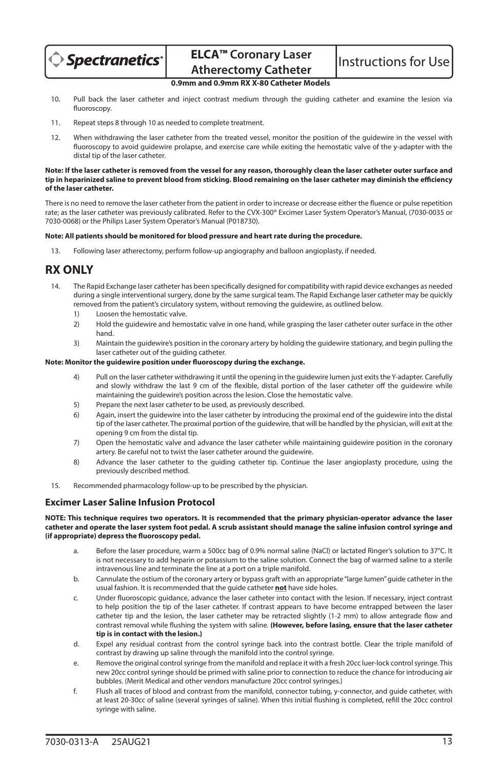10. Pull back the laser catheter and inject contrast medium through the guiding catheter and examine the lesion via fluoroscopy.

11. Repeat steps 8 through 10 as needed to complete treatment.

12. When withdrawing the laser catheter from the treated vessel, monitor the position of the guidewire in the vessel with fluoroscopy to avoid guidewire prolapse, and exercise care while exiting the hemostatic valve of the y-adapter with the distal tip of the laser catheter.

**Note: If the laser catheter is removed from the vessel for any reason, thoroughly clean the laser catheter outer surface and tip in heparinized saline to prevent blood from sticking. Blood remaining on the laser catheter may diminish the efficiency of the laser catheter.**

There is no need to remove the laser catheter from the patient in order to increase or decrease either the fluence or pulse repetition rate; as the laser catheter was previously calibrated. Refer to the CVX-300® Excimer Laser System Operator's Manual, (7030-0035 or 7030-0068) or the Philips Laser System Operator's Manual (P018730).

**Note: All patients should be monitored for blood pressure and heart rate during the procedure.**

13. Following laser atherectomy, perform follow-up angiography and balloon angioplasty, if needed.

# RX ONLY

14. The Rapid Exchange laser catheter has been specifically designed for compatibility with rapid device exchanges as needed during a single interventional surgery, done by the same surgical team. The Rapid Exchange laser catheter may be quickly removed from the patient's circulatory system, without removing the guidewire, as outlined below.
    1) Loosen the hemostatic valve.
    2) Hold the guidewire and hemostatic valve in one hand, while grasping the laser catheter outer surface in the other hand.
    3) Maintain the guidewire's position in the coronary artery by holding the guidewire stationary, and begin pulling the laser catheter out of the guiding catheter.

**Note: Monitor the guidewire position under fluoroscopy during the exchange.**

    4) Pull on the laser catheter withdrawing it until the opening in the guidewire lumen just exits the Y-adapter. Carefully and slowly withdraw the last 9 cm of the flexible, distal portion of the laser catheter off the guidewire while maintaining the guidewire's position across the lesion. Close the hemostatic valve.
    5) Prepare the next laser catheter to be used, as previously described.
    6) Again, insert the guidewire into the laser catheter by introducing the proximal end of the guidewire into the distal tip of the laser catheter. The proximal portion of the guidewire, that will be handled by the physician, will exit at the opening 9 cm from the distal tip.
    7) Open the hemostatic valve and advance the laser catheter while maintaining guidewire position in the coronary artery. Be careful not to twist the laser catheter around the guidewire.
    8) Advance the laser catheter to the guiding catheter tip. Continue the laser angioplasty procedure, using the previously described method.

15. Recommended pharmacology follow-up to be prescribed by the physician.

### Excimer Laser Saline Infusion Protocol

**NOTE: This technique requires two operators. It is recommended that the primary physician-operator advance the laser catheter and operate the laser system foot pedal. A scrub assistant should manage the saline infusion control syringe and (if appropriate) depress the fluoroscopy pedal.**

a. Before the laser procedure, warm a 500cc bag of 0.9% normal saline (NaCl) or lactated Ringer's solution to 37°C. It is not necessary to add heparin or potassium to the saline solution. Connect the bag of warmed saline to a sterile intravenous line and terminate the line at a port on a triple manifold.

b. Cannulate the ostium of the coronary artery or bypass graft with an appropriate "large lumen" guide catheter in the usual fashion. It is recommended that the guide catheter **not** have side holes.

c. Under fluoroscopic guidance, advance the laser catheter into contact with the lesion. If necessary, inject contrast to help position the tip of the laser catheter. If contrast appears to have become entrapped between the laser catheter tip and the lesion, the laser catheter may be retracted slightly (1-2 mm) to allow antegrade flow and contrast removal while flushing the system with saline. **(However, before lasing, ensure that the laser catheter tip is in contact with the lesion.)**

d. Expel any residual contrast from the control syringe back into the contrast bottle. Clear the triple manifold of contrast by drawing up saline through the manifold into the control syringe.

e. Remove the original control syringe from the manifold and replace it with a fresh 20cc luer-lock control syringe. This new 20cc control syringe should be primed with saline prior to connection to reduce the chance for introducing air bubbles. (Merit Medical and other vendors manufacture 20cc control syringes.)

f. Flush all traces of blood and contrast from the manifold, connector tubing, y-connector, and guide catheter, with at least 20-30cc of saline (several syringes of saline). When this initial flushing is completed, refill the 20cc control syringe with saline.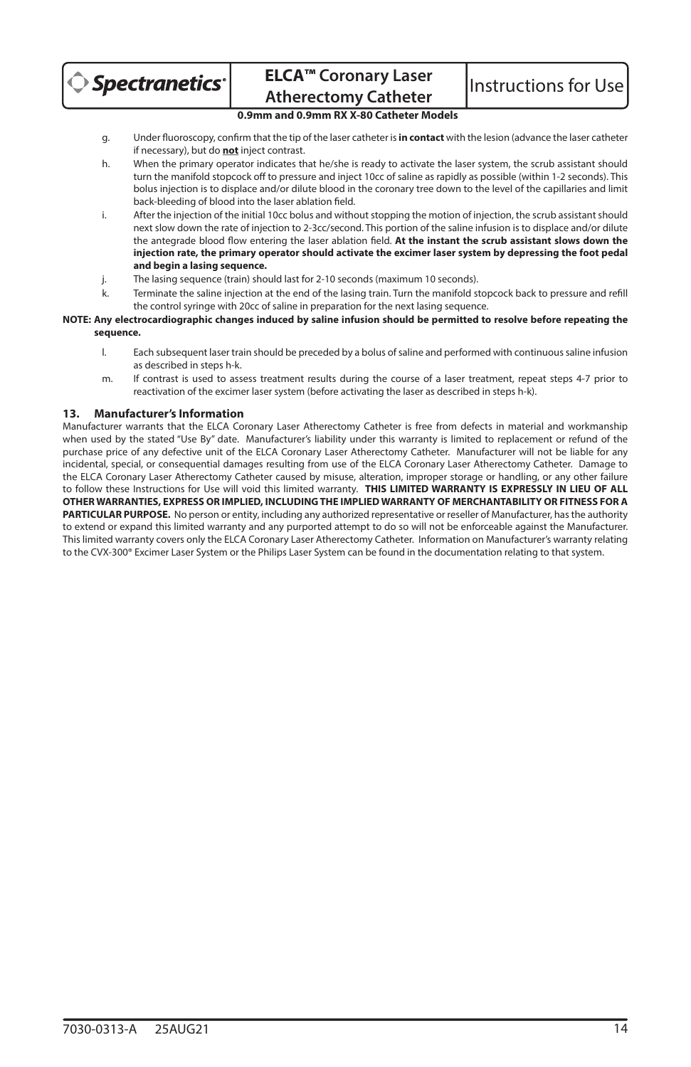g. Under fluoroscopy, confirm that the tip of the laser catheter is **in contact** with the lesion (advance the laser catheter if necessary), but do **not** inject contrast.

h. When the primary operator indicates that he/she is ready to activate the laser system, the scrub assistant should turn the manifold stopcock off to pressure and inject 10cc of saline as rapidly as possible (within 1-2 seconds). This bolus injection is to displace and/or dilute blood in the coronary tree down to the level of the capillaries and limit back-bleeding of blood into the laser ablation field.

i. After the injection of the initial 10cc bolus and without stopping the motion of injection, the scrub assistant should next slow down the rate of injection to 2-3cc/second. This portion of the saline infusion is to displace and/or dilute the antegrade blood flow entering the laser ablation field. **At the instant the scrub assistant slows down the injection rate, the primary operator should activate the excimer laser system by depressing the foot pedal and begin a lasing sequence.**

j. The lasing sequence (train) should last for 2-10 seconds (maximum 10 seconds).

k. Terminate the saline injection at the end of the lasing train. Turn the manifold stopcock back to pressure and refill the control syringe with 20cc of saline in preparation for the next lasing sequence.

**NOTE: Any electrocardiographic changes induced by saline infusion should be permitted to resolve before repeating the sequence.**

l. Each subsequent laser train should be preceded by a bolus of saline and performed with continuous saline infusion as described in steps h-k.

m. If contrast is used to assess treatment results during the course of a laser treatment, repeat steps 4-7 prior to reactivation of the excimer laser system (before activating the laser as described in steps h-k).

## 13. Manufacturer's Information

Manufacturer warrants that the ELCA Coronary Laser Atherectomy Catheter is free from defects in material and workmanship when used by the stated "Use By" date. Manufacturer's liability under this warranty is limited to replacement or refund of the purchase price of any defective unit of the ELCA Coronary Laser Atherectomy Catheter. Manufacturer will not be liable for any incidental, special, or consequential damages resulting from use of the ELCA Coronary Laser Atherectomy Catheter. Damage to the ELCA Coronary Laser Atherectomy Catheter caused by misuse, alteration, improper storage or handling, or any other failure to follow these Instructions for Use will void this limited warranty. **THIS LIMITED WARRANTY IS EXPRESSLY IN LIEU OF ALL OTHER WARRANTIES, EXPRESS OR IMPLIED, INCLUDING THE IMPLIED WARRANTY OF MERCHANTABILITY OR FITNESS FOR A PARTICULAR PURPOSE.** No person or entity, including any authorized representative or reseller of Manufacturer, has the authority to extend or expand this limited warranty and any purported attempt to do so will not be enforceable against the Manufacturer. This limited warranty covers only the ELCA Coronary Laser Atherectomy Catheter. Information on Manufacturer's warranty relating to the CVX-300® Excimer Laser System or the Philips Laser System can be found in the documentation relating to that system.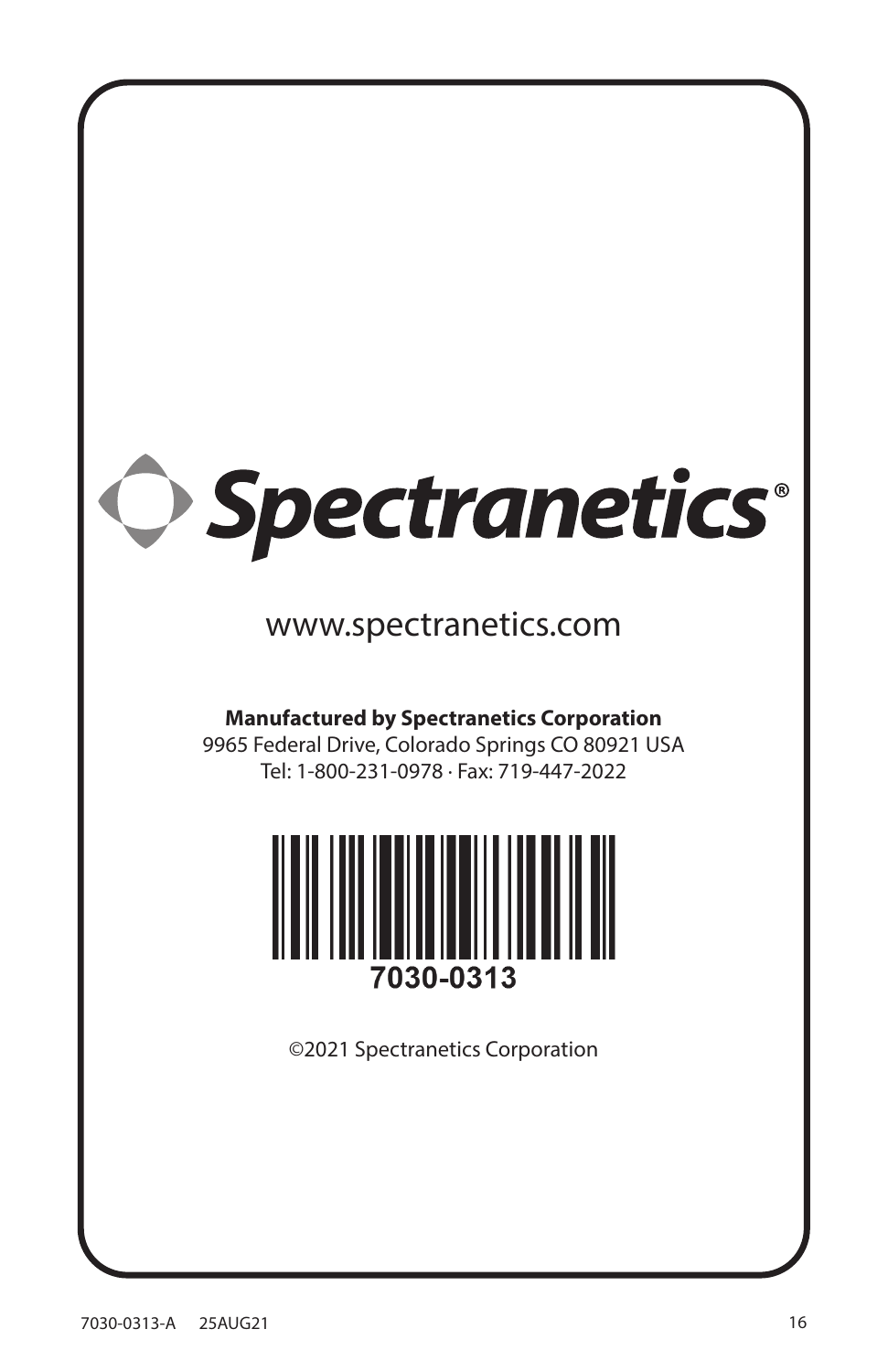Spectranetics®

www.spectranetics.com

**Manufactured by Spectranetics Corporation**
9965 Federal Drive, Colorado Springs CO 80921 USA
Tel: 1-800-231-0978 · Fax: 719-447-2022

7030-0313

©2021 Spectranetics Corporation

7030-0313-A 25AUG21